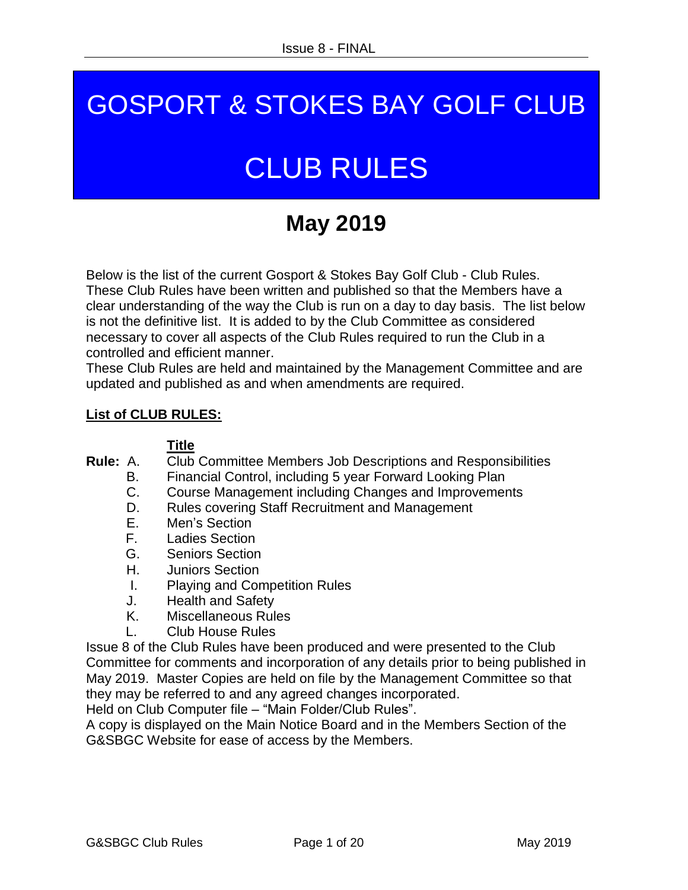# GOSPORT & STOKES BAY GOLF CLUB

# CLUB RULES

## May 2019

Below is the list of the current Gosport & Stokes Bay Golf Club - Club Rules. These Club Rules have been written and published so that the Members have a clear understanding of the way the Club is run on a day to day basis. The list below is not the definitive list. It is added to by the Club Committee as considered necessary to cover all aspects of the Club Rules required to run the Club in a controlled and efficient manner.
These Club Rules are held and maintained by the Management Committee and are updated and published as and when amendments are required.

**List of CLUB RULES:**

| | | **Title** |
|---|---|---|
| **Rule:** | A. | Club Committee Members Job Descriptions and Responsibilities |
| | B. | Financial Control, including 5 year Forward Looking Plan |
| | C. | Course Management including Changes and Improvements |
| | D. | Rules covering Staff Recruitment and Management |
| | E. | Men's Section |
| | F. | Ladies Section |
| | G. | Seniors Section |
| | H. | Juniors Section |
| | I. | Playing and Competition Rules |
| | J. | Health and Safety |
| | K. | Miscellaneous Rules |
| | L. | Club House Rules |

Issue 8 of the Club Rules have been produced and were presented to the Club Committee for comments and incorporation of any details prior to being published in May 2019. Master Copies are held on file by the Management Committee so that they may be referred to and any agreed changes incorporated.
Held on Club Computer file – "Main Folder/Club Rules".
A copy is displayed on the Main Notice Board and in the Members Section of the G&SBGC Website for ease of access by the Members.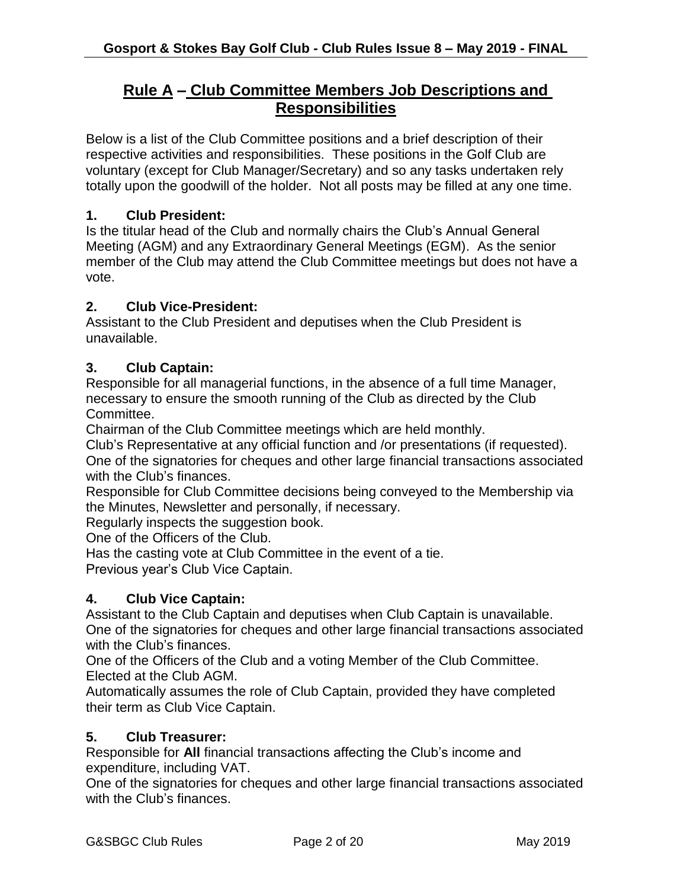# Rule A – Club Committee Members Job Descriptions and Responsibilities

Below is a list of the Club Committee positions and a brief description of their respective activities and responsibilities. These positions in the Golf Club are voluntary (except for Club Manager/Secretary) and so any tasks undertaken rely totally upon the goodwill of the holder. Not all posts may be filled at any one time.

### 1. Club President:

Is the titular head of the Club and normally chairs the Club's Annual General Meeting (AGM) and any Extraordinary General Meetings (EGM). As the senior member of the Club may attend the Club Committee meetings but does not have a vote.

### 2. Club Vice-President:

Assistant to the Club President and deputises when the Club President is unavailable.

### 3. Club Captain:

Responsible for all managerial functions, in the absence of a full time Manager, necessary to ensure the smooth running of the Club as directed by the Club Committee.
Chairman of the Club Committee meetings which are held monthly.
Club's Representative at any official function and /or presentations (if requested).
One of the signatories for cheques and other large financial transactions associated with the Club's finances.
Responsible for Club Committee decisions being conveyed to the Membership via the Minutes, Newsletter and personally, if necessary.
Regularly inspects the suggestion book.
One of the Officers of the Club.
Has the casting vote at Club Committee in the event of a tie.
Previous year's Club Vice Captain.

### 4. Club Vice Captain:

Assistant to the Club Captain and deputises when Club Captain is unavailable.
One of the signatories for cheques and other large financial transactions associated with the Club's finances.
One of the Officers of the Club and a voting Member of the Club Committee.
Elected at the Club AGM.
Automatically assumes the role of Club Captain, provided they have completed their term as Club Vice Captain.

### 5. Club Treasurer:

Responsible for **All** financial transactions affecting the Club's income and expenditure, including VAT.
One of the signatories for cheques and other large financial transactions associated with the Club's finances.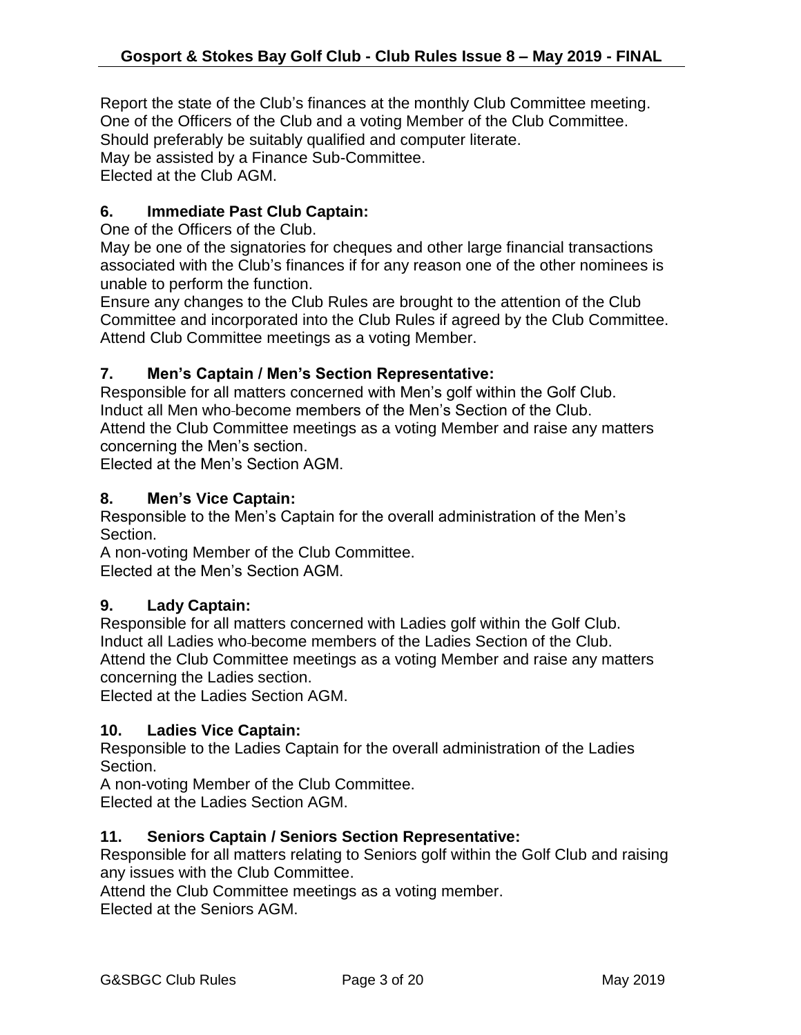Report the state of the Club's finances at the monthly Club Committee meeting.
One of the Officers of the Club and a voting Member of the Club Committee.
Should preferably be suitably qualified and computer literate.
May be assisted by a Finance Sub-Committee.
Elected at the Club AGM.

### 6. Immediate Past Club Captain:

One of the Officers of the Club.
May be one of the signatories for cheques and other large financial transactions associated with the Club's finances if for any reason one of the other nominees is unable to perform the function.
Ensure any changes to the Club Rules are brought to the attention of the Club Committee and incorporated into the Club Rules if agreed by the Club Committee.
Attend Club Committee meetings as a voting Member.

### 7. Men's Captain / Men's Section Representative:

Responsible for all matters concerned with Men's golf within the Golf Club.
Induct all Men who become members of the Men's Section of the Club.
Attend the Club Committee meetings as a voting Member and raise any matters concerning the Men's section.
Elected at the Men's Section AGM.

### 8. Men's Vice Captain:

Responsible to the Men's Captain for the overall administration of the Men's Section.
A non-voting Member of the Club Committee.
Elected at the Men's Section AGM.

### 9. Lady Captain:

Responsible for all matters concerned with Ladies golf within the Golf Club.
Induct all Ladies who become members of the Ladies Section of the Club.
Attend the Club Committee meetings as a voting Member and raise any matters concerning the Ladies section.
Elected at the Ladies Section AGM.

### 10. Ladies Vice Captain:

Responsible to the Ladies Captain for the overall administration of the Ladies Section.
A non-voting Member of the Club Committee.
Elected at the Ladies Section AGM.

### 11. Seniors Captain / Seniors Section Representative:

Responsible for all matters relating to Seniors golf within the Golf Club and raising any issues with the Club Committee.
Attend the Club Committee meetings as a voting member.
Elected at the Seniors AGM.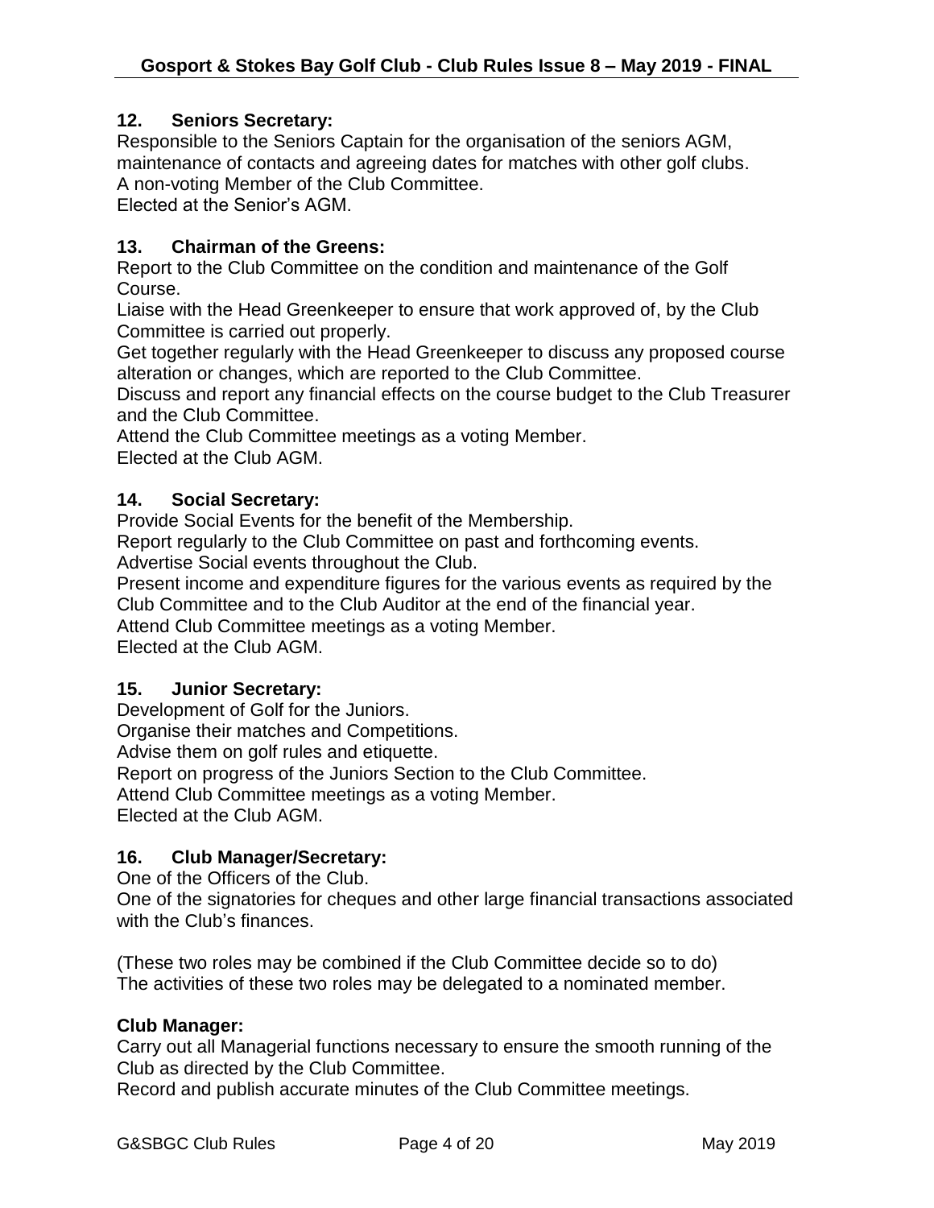**12. Seniors Secretary:**

Responsible to the Seniors Captain for the organisation of the seniors AGM, maintenance of contacts and agreeing dates for matches with other golf clubs.
A non-voting Member of the Club Committee.
Elected at the Senior's AGM.

**13. Chairman of the Greens:**

Report to the Club Committee on the condition and maintenance of the Golf Course.
Liaise with the Head Greenkeeper to ensure that work approved of, by the Club Committee is carried out properly.
Get together regularly with the Head Greenkeeper to discuss any proposed course alteration or changes, which are reported to the Club Committee.
Discuss and report any financial effects on the course budget to the Club Treasurer and the Club Committee.
Attend the Club Committee meetings as a voting Member.
Elected at the Club AGM.

**14. Social Secretary:**

Provide Social Events for the benefit of the Membership.
Report regularly to the Club Committee on past and forthcoming events.
Advertise Social events throughout the Club.
Present income and expenditure figures for the various events as required by the Club Committee and to the Club Auditor at the end of the financial year.
Attend Club Committee meetings as a voting Member.
Elected at the Club AGM.

**15. Junior Secretary:**

Development of Golf for the Juniors.
Organise their matches and Competitions.
Advise them on golf rules and etiquette.
Report on progress of the Juniors Section to the Club Committee.
Attend Club Committee meetings as a voting Member.
Elected at the Club AGM.

**16. Club Manager/Secretary:**

One of the Officers of the Club.
One of the signatories for cheques and other large financial transactions associated with the Club's finances.

(These two roles may be combined if the Club Committee decide so to do)
The activities of these two roles may be delegated to a nominated member.

**Club Manager:**

Carry out all Managerial functions necessary to ensure the smooth running of the Club as directed by the Club Committee.
Record and publish accurate minutes of the Club Committee meetings.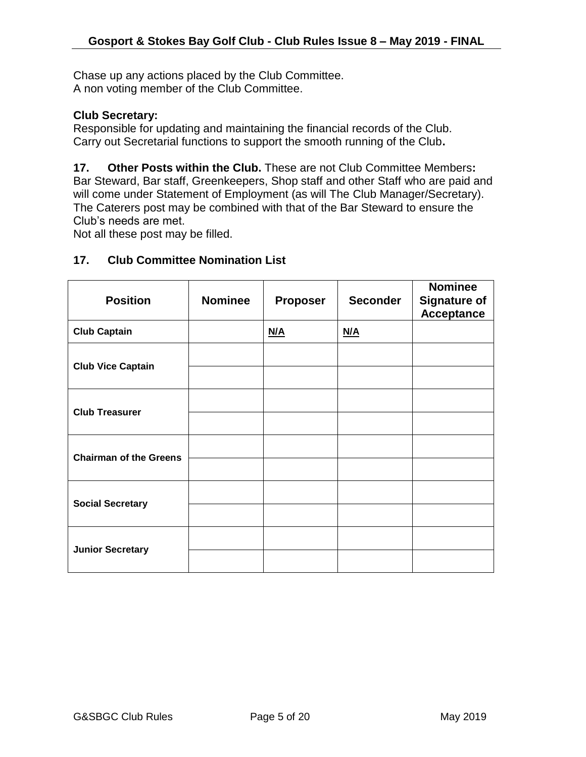Chase up any actions placed by the Club Committee.
A non voting member of the Club Committee.

**Club Secretary:**
Responsible for updating and maintaining the financial records of the Club.
Carry out Secretarial functions to support the smooth running of the Club**.**

**17. Other Posts within the Club.** These are not Club Committee Members**:** Bar Steward, Bar staff, Greenkeepers, Shop staff and other Staff who are paid and will come under Statement of Employment (as will The Club Manager/Secretary). The Caterers post may be combined with that of the Bar Steward to ensure the Club's needs are met.
Not all these post may be filled.

## 17. Club Committee Nomination List

| Position | Nominee | Proposer | Seconder | Nominee Signature of Acceptance |
|---|---|---|---|---|
| **Club Captain** | | **N/A** | **N/A** | |
| **Club Vice Captain** | | | | |
| | | | | |
| **Club Treasurer** | | | | |
| | | | | |
| **Chairman of the Greens** | | | | |
| | | | | |
| **Social Secretary** | | | | |
| | | | | |
| **Junior Secretary** | | | | |
| | | | | |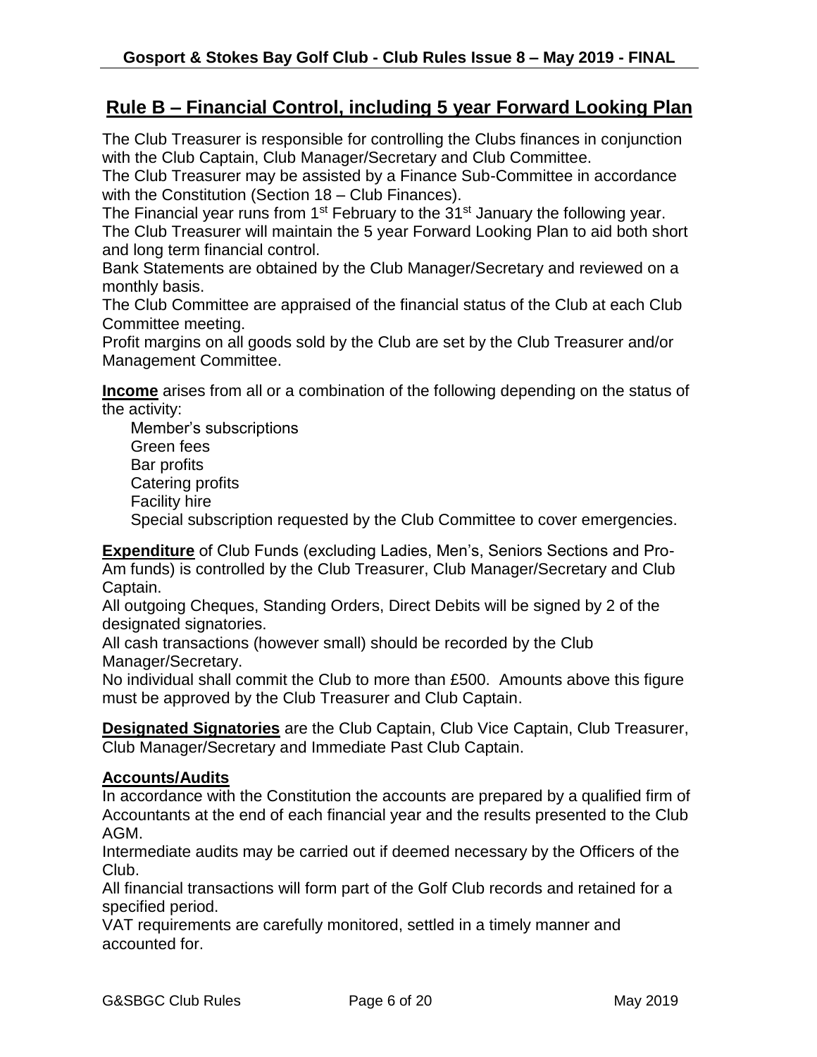## Rule B – Financial Control, including 5 year Forward Looking Plan

The Club Treasurer is responsible for controlling the Clubs finances in conjunction with the Club Captain, Club Manager/Secretary and Club Committee.
The Club Treasurer may be assisted by a Finance Sub-Committee in accordance with the Constitution (Section 18 – Club Finances).
The Financial year runs from 1st February to the 31st January the following year.
The Club Treasurer will maintain the 5 year Forward Looking Plan to aid both short and long term financial control.
Bank Statements are obtained by the Club Manager/Secretary and reviewed on a monthly basis.
The Club Committee are appraised of the financial status of the Club at each Club Committee meeting.
Profit margins on all goods sold by the Club are set by the Club Treasurer and/or Management Committee.

**Income** arises from all or a combination of the following depending on the status of the activity:

- Member's subscriptions
- Green fees
- Bar profits
- Catering profits
- Facility hire
- Special subscription requested by the Club Committee to cover emergencies.

**Expenditure** of Club Funds (excluding Ladies, Men's, Seniors Sections and Pro-Am funds) is controlled by the Club Treasurer, Club Manager/Secretary and Club Captain.
All outgoing Cheques, Standing Orders, Direct Debits will be signed by 2 of the designated signatories.
All cash transactions (however small) should be recorded by the Club Manager/Secretary.
No individual shall commit the Club to more than £500. Amounts above this figure must be approved by the Club Treasurer and Club Captain.

**Designated Signatories** are the Club Captain, Club Vice Captain, Club Treasurer, Club Manager/Secretary and Immediate Past Club Captain.

**Accounts/Audits**

In accordance with the Constitution the accounts are prepared by a qualified firm of Accountants at the end of each financial year and the results presented to the Club AGM.
Intermediate audits may be carried out if deemed necessary by the Officers of the Club.
All financial transactions will form part of the Golf Club records and retained for a specified period.
VAT requirements are carefully monitored, settled in a timely manner and accounted for.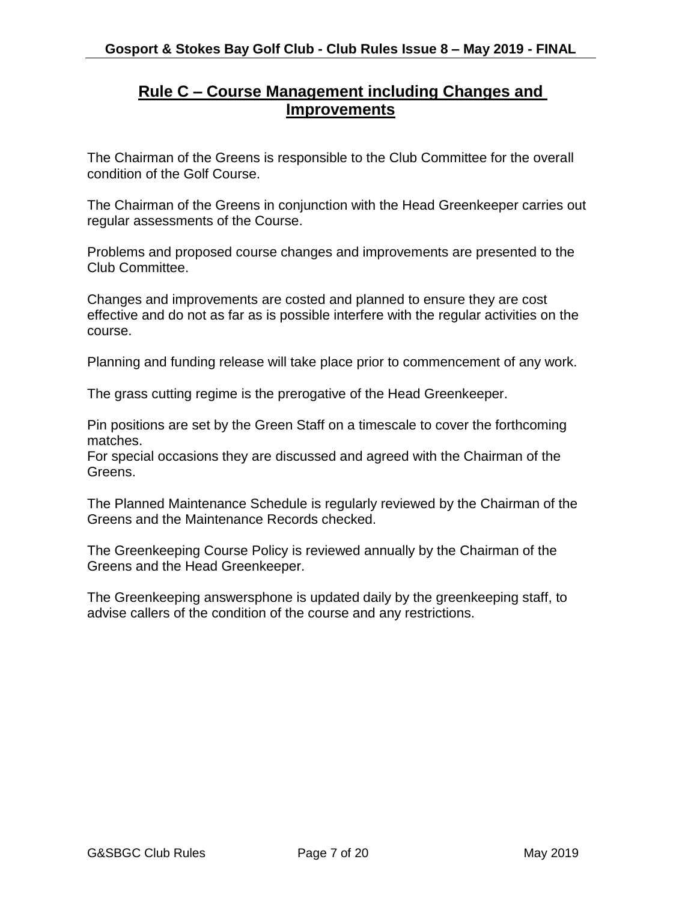## Rule C – Course Management including Changes and Improvements

The Chairman of the Greens is responsible to the Club Committee for the overall condition of the Golf Course.

The Chairman of the Greens in conjunction with the Head Greenkeeper carries out regular assessments of the Course.

Problems and proposed course changes and improvements are presented to the Club Committee.

Changes and improvements are costed and planned to ensure they are cost effective and do not as far as is possible interfere with the regular activities on the course.

Planning and funding release will take place prior to commencement of any work.

The grass cutting regime is the prerogative of the Head Greenkeeper.

Pin positions are set by the Green Staff on a timescale to cover the forthcoming matches.
For special occasions they are discussed and agreed with the Chairman of the Greens.

The Planned Maintenance Schedule is regularly reviewed by the Chairman of the Greens and the Maintenance Records checked.

The Greenkeeping Course Policy is reviewed annually by the Chairman of the Greens and the Head Greenkeeper.

The Greenkeeping answersphone is updated daily by the greenkeeping staff, to advise callers of the condition of the course and any restrictions.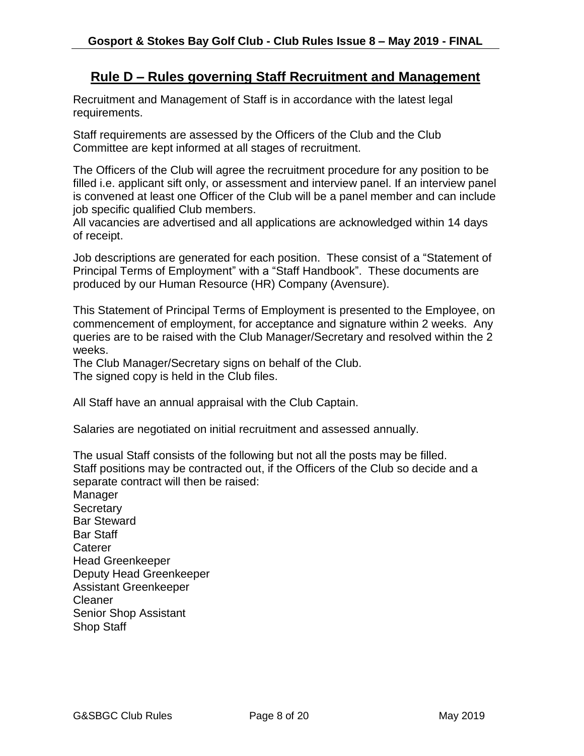## Rule D – Rules governing Staff Recruitment and Management

Recruitment and Management of Staff is in accordance with the latest legal requirements.

Staff requirements are assessed by the Officers of the Club and the Club Committee are kept informed at all stages of recruitment.

The Officers of the Club will agree the recruitment procedure for any position to be filled i.e. applicant sift only, or assessment and interview panel. If an interview panel is convened at least one Officer of the Club will be a panel member and can include job specific qualified Club members.
All vacancies are advertised and all applications are acknowledged within 14 days of receipt.

Job descriptions are generated for each position. These consist of a "Statement of Principal Terms of Employment" with a "Staff Handbook". These documents are produced by our Human Resource (HR) Company (Avensure).

This Statement of Principal Terms of Employment is presented to the Employee, on commencement of employment, for acceptance and signature within 2 weeks. Any queries are to be raised with the Club Manager/Secretary and resolved within the 2 weeks.
The Club Manager/Secretary signs on behalf of the Club.
The signed copy is held in the Club files.

All Staff have an annual appraisal with the Club Captain.

Salaries are negotiated on initial recruitment and assessed annually.

The usual Staff consists of the following but not all the posts may be filled.
Staff positions may be contracted out, if the Officers of the Club so decide and a separate contract will then be raised:
Manager
Secretary
Bar Steward
Bar Staff
Caterer
Head Greenkeeper
Deputy Head Greenkeeper
Assistant Greenkeeper
Cleaner
Senior Shop Assistant
Shop Staff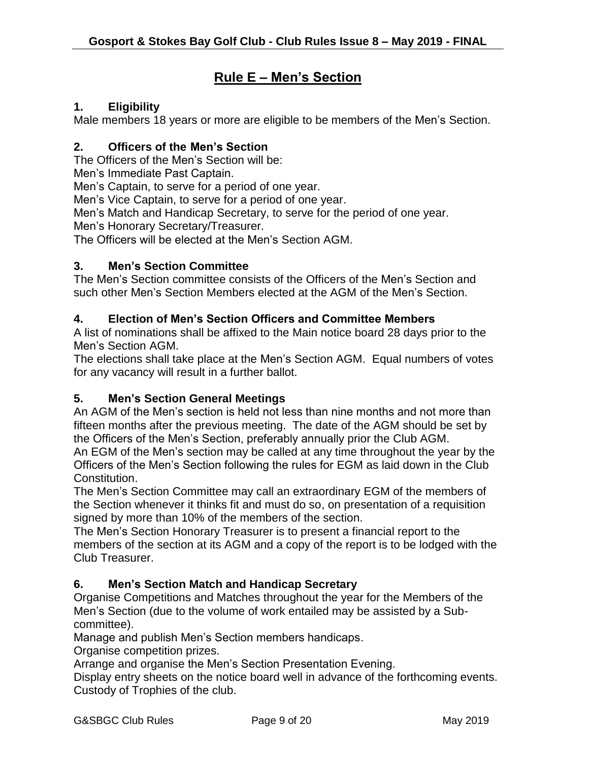# Rule E – Men's Section

### 1. Eligibility

Male members 18 years or more are eligible to be members of the Men's Section.

### 2. Officers of the Men's Section

The Officers of the Men's Section will be:
Men's Immediate Past Captain.
Men's Captain, to serve for a period of one year.
Men's Vice Captain, to serve for a period of one year.
Men's Match and Handicap Secretary, to serve for the period of one year.
Men's Honorary Secretary/Treasurer.
The Officers will be elected at the Men's Section AGM.

### 3. Men's Section Committee

The Men's Section committee consists of the Officers of the Men's Section and such other Men's Section Members elected at the AGM of the Men's Section.

### 4. Election of Men's Section Officers and Committee Members

A list of nominations shall be affixed to the Main notice board 28 days prior to the Men's Section AGM.
The elections shall take place at the Men's Section AGM. Equal numbers of votes for any vacancy will result in a further ballot.

### 5. Men's Section General Meetings

An AGM of the Men's section is held not less than nine months and not more than fifteen months after the previous meeting. The date of the AGM should be set by the Officers of the Men's Section, preferably annually prior the Club AGM.
An EGM of the Men's section may be called at any time throughout the year by the Officers of the Men's Section following the rules for EGM as laid down in the Club Constitution.
The Men's Section Committee may call an extraordinary EGM of the members of the Section whenever it thinks fit and must do so, on presentation of a requisition signed by more than 10% of the members of the section.
The Men's Section Honorary Treasurer is to present a financial report to the members of the section at its AGM and a copy of the report is to be lodged with the Club Treasurer.

### 6. Men's Section Match and Handicap Secretary

Organise Competitions and Matches throughout the year for the Members of the Men's Section (due to the volume of work entailed may be assisted by a Sub-committee).
Manage and publish Men's Section members handicaps.
Organise competition prizes.
Arrange and organise the Men's Section Presentation Evening.
Display entry sheets on the notice board well in advance of the forthcoming events.
Custody of Trophies of the club.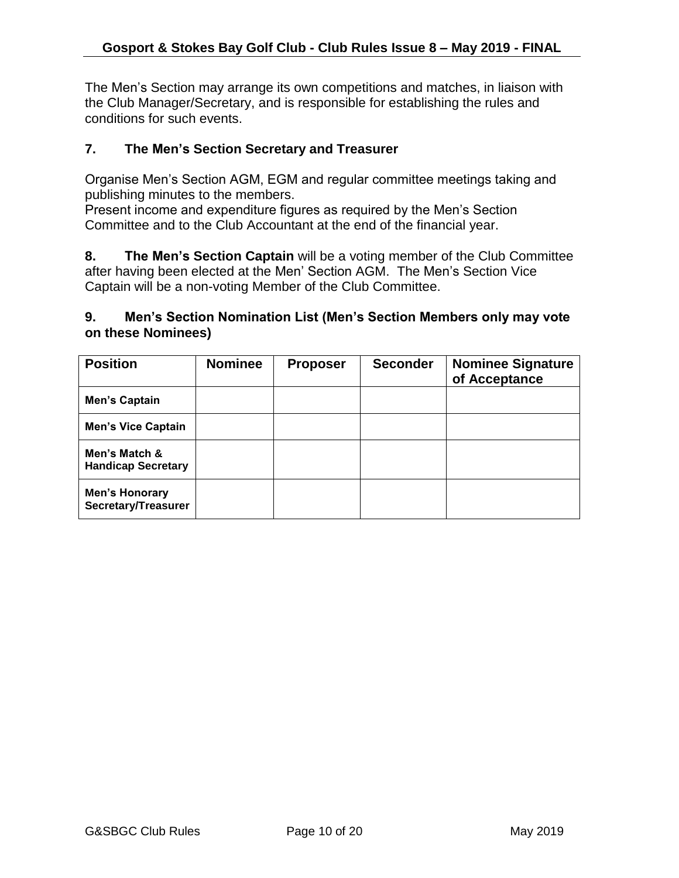The Men's Section may arrange its own competitions and matches, in liaison with the Club Manager/Secretary, and is responsible for establishing the rules and conditions for such events.

### 7. The Men's Section Secretary and Treasurer

Organise Men's Section AGM, EGM and regular committee meetings taking and publishing minutes to the members.
Present income and expenditure figures as required by the Men's Section Committee and to the Club Accountant at the end of the financial year.

**8. The Men's Section Captain** will be a voting member of the Club Committee after having been elected at the Men' Section AGM. The Men's Section Vice Captain will be a non-voting Member of the Club Committee.

### 9. Men's Section Nomination List (Men's Section Members only may vote on these Nominees)

| Position | Nominee | Proposer | Seconder | Nominee Signature of Acceptance |
|---|---|---|---|---|
| **Men's Captain** | | | | |
| **Men's Vice Captain** | | | | |
| **Men's Match & Handicap Secretary** | | | | |
| **Men's Honorary Secretary/Treasurer** | | | | |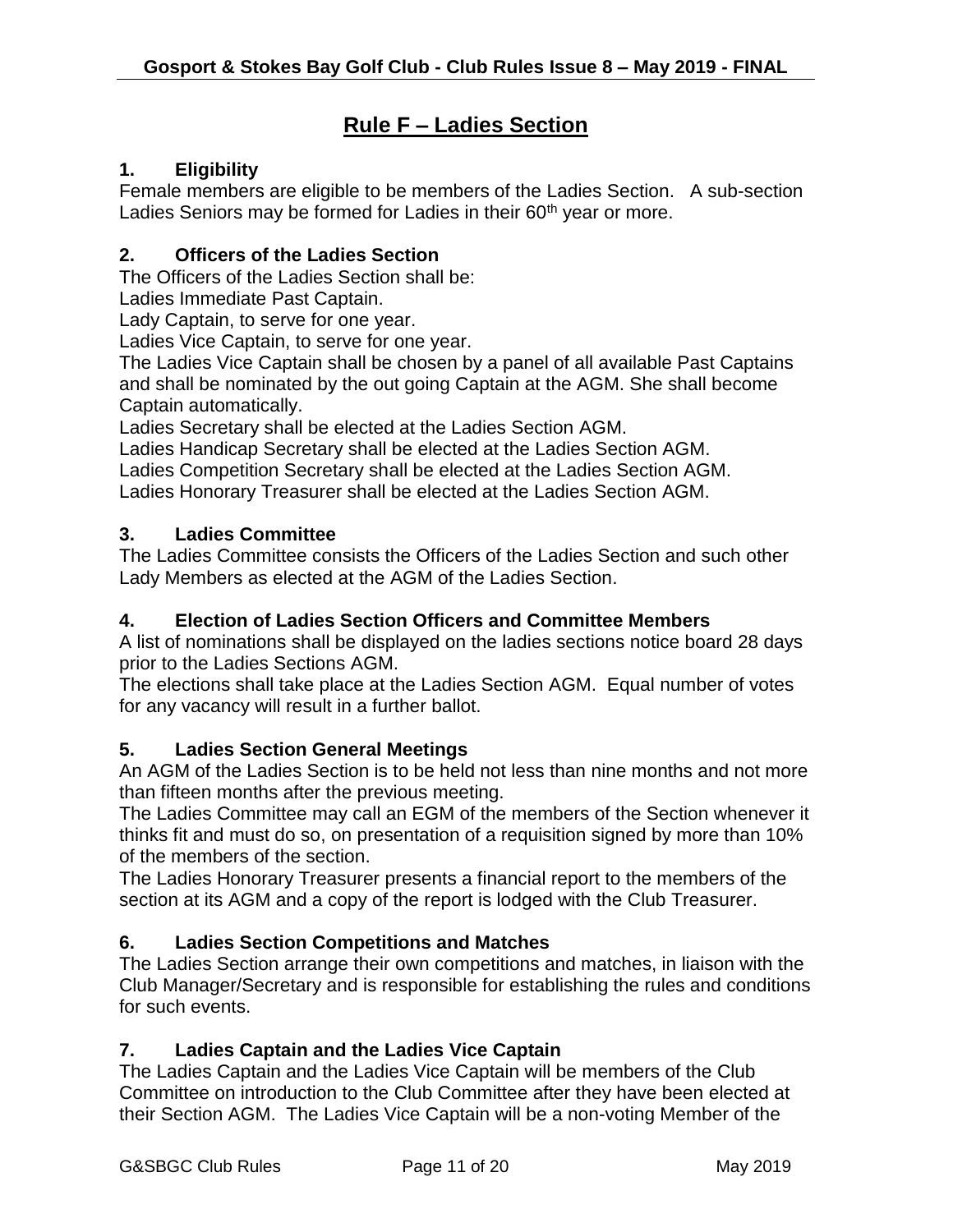# Rule F – Ladies Section

## 1. Eligibility

Female members are eligible to be members of the Ladies Section. A sub-section Ladies Seniors may be formed for Ladies in their 60th year or more.

## 2. Officers of the Ladies Section

The Officers of the Ladies Section shall be:

Ladies Immediate Past Captain.

Lady Captain, to serve for one year.

Ladies Vice Captain, to serve for one year.

The Ladies Vice Captain shall be chosen by a panel of all available Past Captains and shall be nominated by the out going Captain at the AGM. She shall become Captain automatically.

Ladies Secretary shall be elected at the Ladies Section AGM.

Ladies Handicap Secretary shall be elected at the Ladies Section AGM.

Ladies Competition Secretary shall be elected at the Ladies Section AGM.

Ladies Honorary Treasurer shall be elected at the Ladies Section AGM.

## 3. Ladies Committee

The Ladies Committee consists the Officers of the Ladies Section and such other Lady Members as elected at the AGM of the Ladies Section.

## 4. Election of Ladies Section Officers and Committee Members

A list of nominations shall be displayed on the ladies sections notice board 28 days prior to the Ladies Sections AGM.

The elections shall take place at the Ladies Section AGM. Equal number of votes for any vacancy will result in a further ballot.

## 5. Ladies Section General Meetings

An AGM of the Ladies Section is to be held not less than nine months and not more than fifteen months after the previous meeting.

The Ladies Committee may call an EGM of the members of the Section whenever it thinks fit and must do so, on presentation of a requisition signed by more than 10% of the members of the section.

The Ladies Honorary Treasurer presents a financial report to the members of the section at its AGM and a copy of the report is lodged with the Club Treasurer.

## 6. Ladies Section Competitions and Matches

The Ladies Section arrange their own competitions and matches, in liaison with the Club Manager/Secretary and is responsible for establishing the rules and conditions for such events.

## 7. Ladies Captain and the Ladies Vice Captain

The Ladies Captain and the Ladies Vice Captain will be members of the Club Committee on introduction to the Club Committee after they have been elected at their Section AGM. The Ladies Vice Captain will be a non-voting Member of the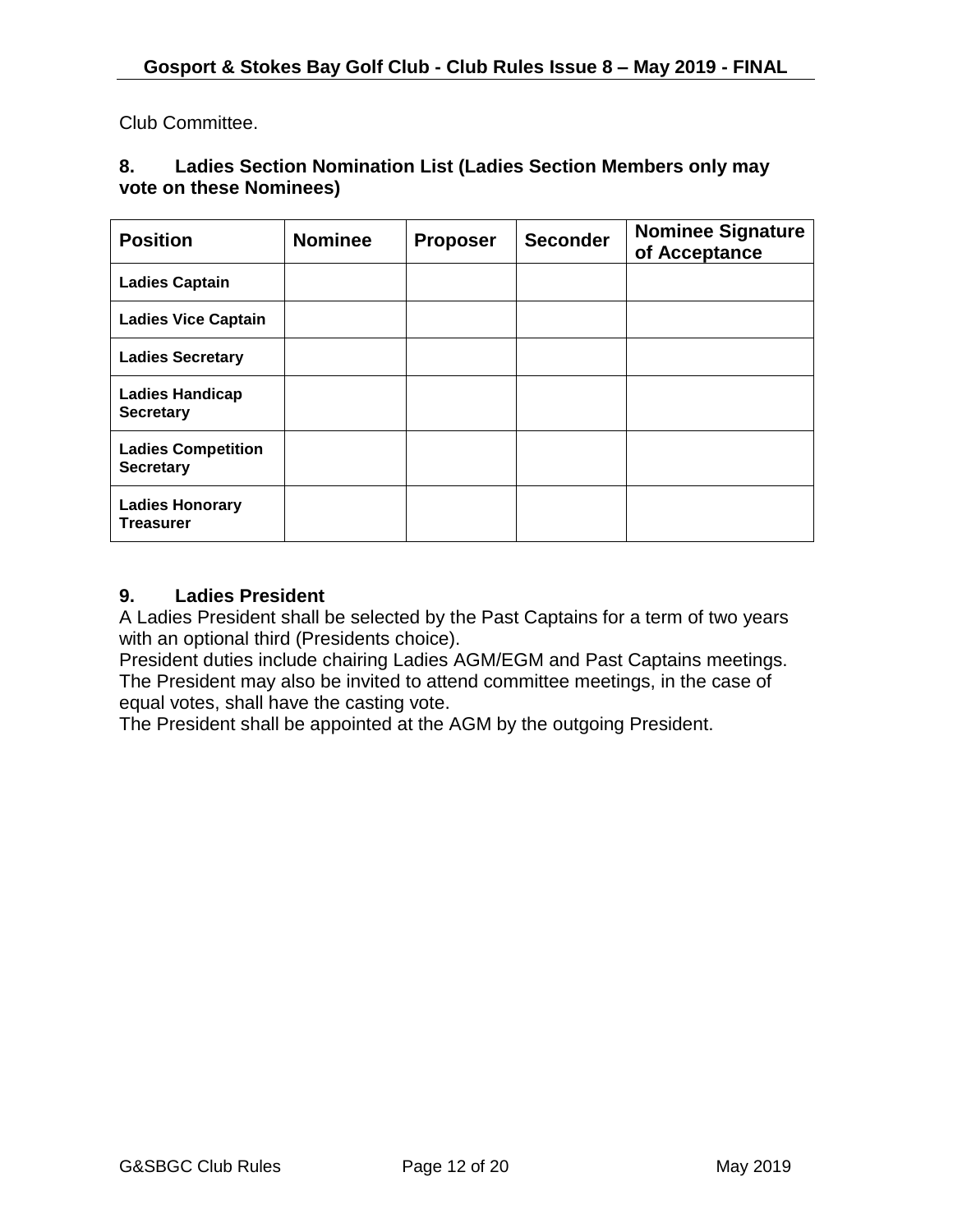Club Committee.

### 8. Ladies Section Nomination List (Ladies Section Members only may vote on these Nominees)

| Position | Nominee | Proposer | Seconder | Nominee Signature of Acceptance |
|---|---|---|---|---|
| **Ladies Captain** | | | | |
| **Ladies Vice Captain** | | | | |
| **Ladies Secretary** | | | | |
| **Ladies Handicap Secretary** | | | | |
| **Ladies Competition Secretary** | | | | |
| **Ladies Honorary Treasurer** | | | | |

### 9. Ladies President

A Ladies President shall be selected by the Past Captains for a term of two years with an optional third (Presidents choice).
President duties include chairing Ladies AGM/EGM and Past Captains meetings. The President may also be invited to attend committee meetings, in the case of equal votes, shall have the casting vote.
The President shall be appointed at the AGM by the outgoing President.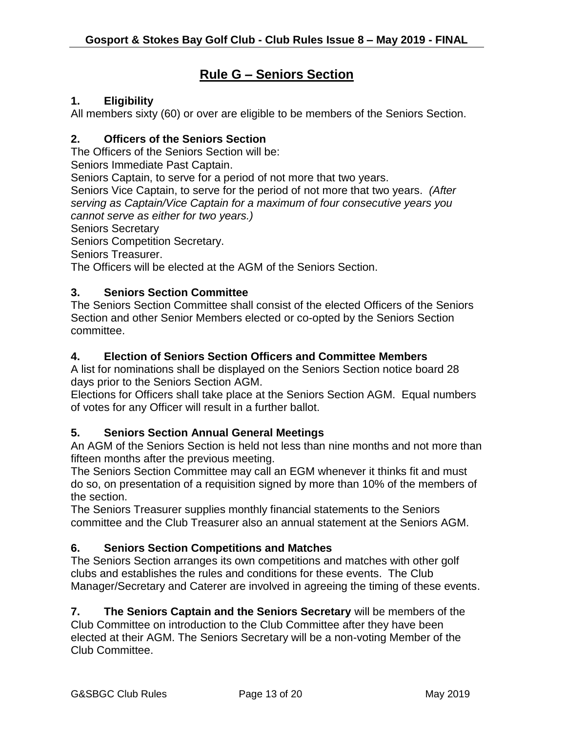# Rule G – Seniors Section

### 1. Eligibility

All members sixty (60) or over are eligible to be members of the Seniors Section.

### 2. Officers of the Seniors Section

The Officers of the Seniors Section will be:
Seniors Immediate Past Captain.
Seniors Captain, to serve for a period of not more that two years.
Seniors Vice Captain, to serve for the period of not more that two years. *(After serving as Captain/Vice Captain for a maximum of four consecutive years you cannot serve as either for two years.)*
Seniors Secretary
Seniors Competition Secretary.
Seniors Treasurer.
The Officers will be elected at the AGM of the Seniors Section.

### 3. Seniors Section Committee

The Seniors Section Committee shall consist of the elected Officers of the Seniors Section and other Senior Members elected or co-opted by the Seniors Section committee.

### 4. Election of Seniors Section Officers and Committee Members

A list for nominations shall be displayed on the Seniors Section notice board 28 days prior to the Seniors Section AGM.
Elections for Officers shall take place at the Seniors Section AGM. Equal numbers of votes for any Officer will result in a further ballot.

### 5. Seniors Section Annual General Meetings

An AGM of the Seniors Section is held not less than nine months and not more than fifteen months after the previous meeting.
The Seniors Section Committee may call an EGM whenever it thinks fit and must do so, on presentation of a requisition signed by more than 10% of the members of the section.
The Seniors Treasurer supplies monthly financial statements to the Seniors committee and the Club Treasurer also an annual statement at the Seniors AGM.

### 6. Seniors Section Competitions and Matches

The Seniors Section arranges its own competitions and matches with other golf clubs and establishes the rules and conditions for these events. The Club Manager/Secretary and Caterer are involved in agreeing the timing of these events.

**7. The Seniors Captain and the Seniors Secretary** will be members of the Club Committee on introduction to the Club Committee after they have been elected at their AGM. The Seniors Secretary will be a non-voting Member of the Club Committee.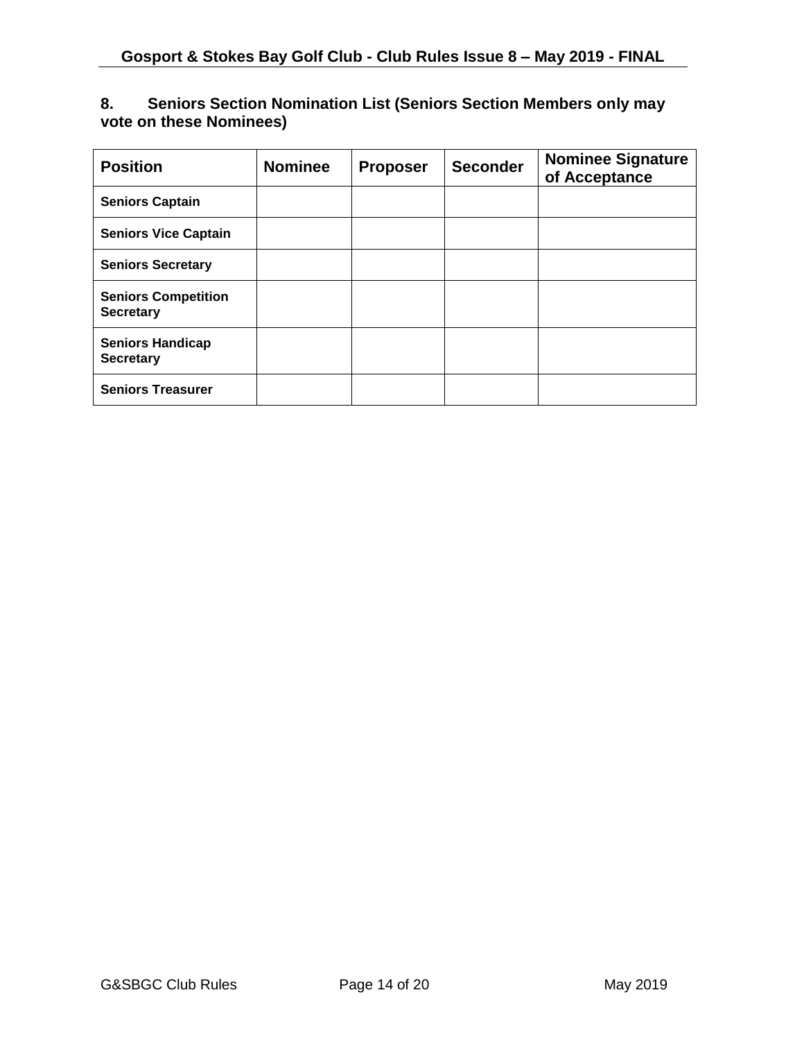## 8. Seniors Section Nomination List (Seniors Section Members only may vote on these Nominees)

| Position | Nominee | Proposer | Seconder | Nominee Signature of Acceptance |
|---|---|---|---|---|
| **Seniors Captain** | | | | |
| **Seniors Vice Captain** | | | | |
| **Seniors Secretary** | | | | |
| **Seniors Competition Secretary** | | | | |
| **Seniors Handicap Secretary** | | | | |
| **Seniors Treasurer** | | | | |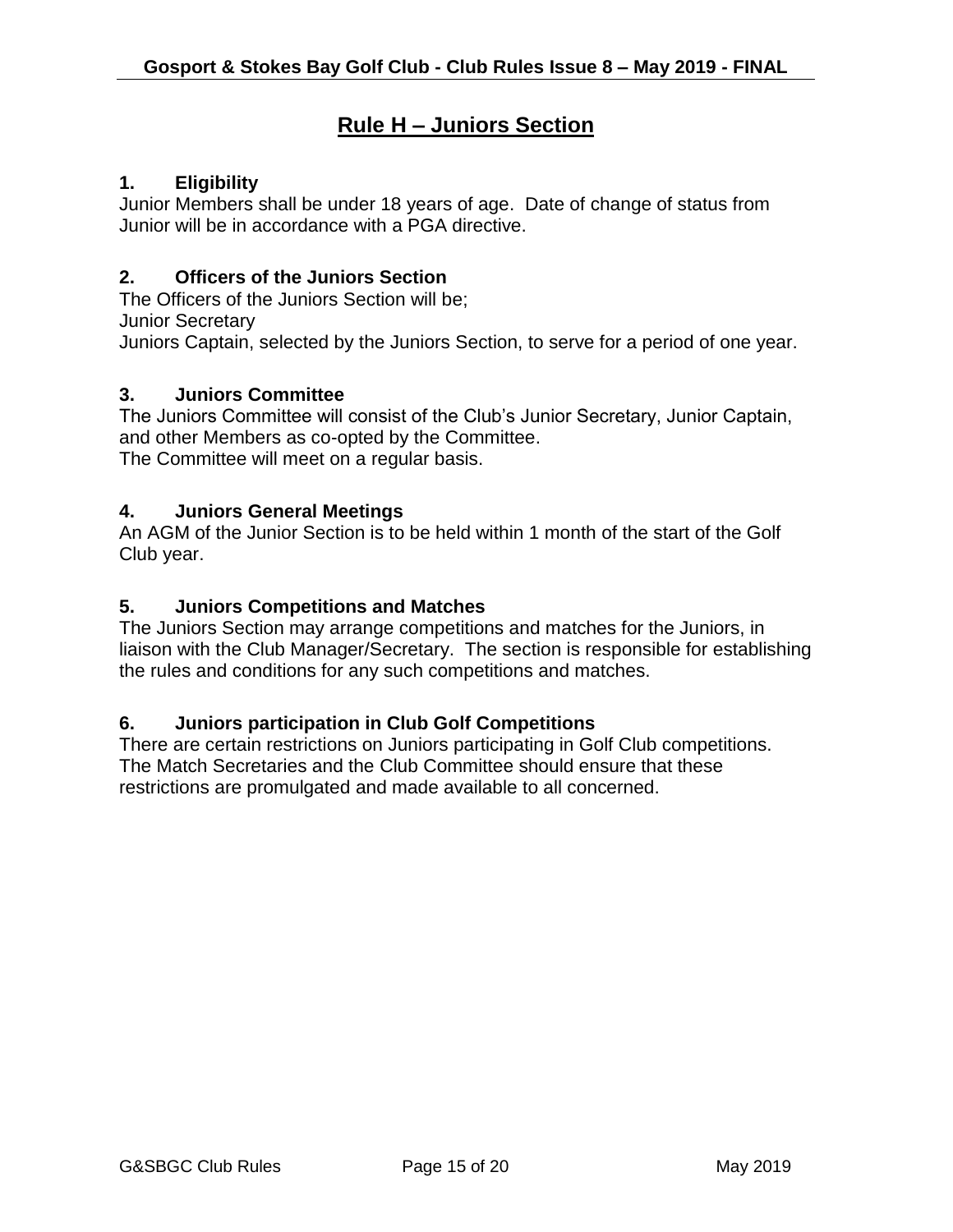# Rule H – Juniors Section

## 1. Eligibility

Junior Members shall be under 18 years of age. Date of change of status from Junior will be in accordance with a PGA directive.

## 2. Officers of the Juniors Section

The Officers of the Juniors Section will be;
Junior Secretary
Juniors Captain, selected by the Juniors Section, to serve for a period of one year.

## 3. Juniors Committee

The Juniors Committee will consist of the Club's Junior Secretary, Junior Captain, and other Members as co-opted by the Committee.
The Committee will meet on a regular basis.

## 4. Juniors General Meetings

An AGM of the Junior Section is to be held within 1 month of the start of the Golf Club year.

## 5. Juniors Competitions and Matches

The Juniors Section may arrange competitions and matches for the Juniors, in liaison with the Club Manager/Secretary. The section is responsible for establishing the rules and conditions for any such competitions and matches.

## 6. Juniors participation in Club Golf Competitions

There are certain restrictions on Juniors participating in Golf Club competitions. The Match Secretaries and the Club Committee should ensure that these restrictions are promulgated and made available to all concerned.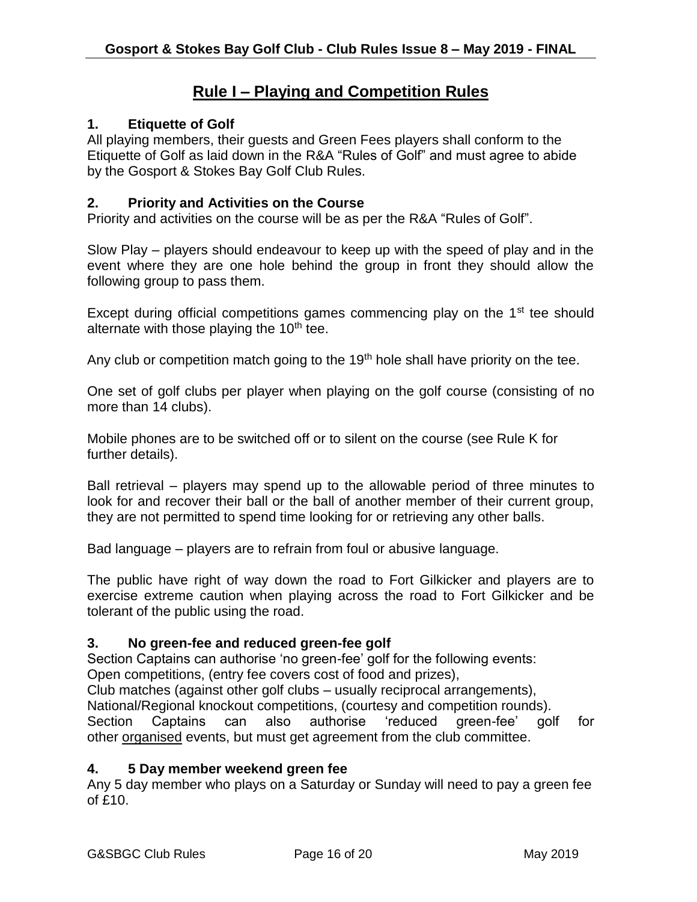# Rule I – Playing and Competition Rules

## 1. Etiquette of Golf

All playing members, their guests and Green Fees players shall conform to the Etiquette of Golf as laid down in the R&A "Rules of Golf" and must agree to abide by the Gosport & Stokes Bay Golf Club Rules.

## 2. Priority and Activities on the Course

Priority and activities on the course will be as per the R&A "Rules of Golf".

Slow Play – players should endeavour to keep up with the speed of play and in the event where they are one hole behind the group in front they should allow the following group to pass them.

Except during official competitions games commencing play on the 1st tee should alternate with those playing the 10th tee.

Any club or competition match going to the 19th hole shall have priority on the tee.

One set of golf clubs per player when playing on the golf course (consisting of no more than 14 clubs).

Mobile phones are to be switched off or to silent on the course (see Rule K for further details).

Ball retrieval – players may spend up to the allowable period of three minutes to look for and recover their ball or the ball of another member of their current group, they are not permitted to spend time looking for or retrieving any other balls.

Bad language – players are to refrain from foul or abusive language.

The public have right of way down the road to Fort Gilkicker and players are to exercise extreme caution when playing across the road to Fort Gilkicker and be tolerant of the public using the road.

## 3. No green-fee and reduced green-fee golf

Section Captains can authorise 'no green-fee' golf for the following events:
Open competitions, (entry fee covers cost of food and prizes),
Club matches (against other golf clubs – usually reciprocal arrangements),
National/Regional knockout competitions, (courtesy and competition rounds).
Section Captains can also authorise 'reduced green-fee' golf for other organised events, but must get agreement from the club committee.

## 4. 5 Day member weekend green fee

Any 5 day member who plays on a Saturday or Sunday will need to pay a green fee of £10.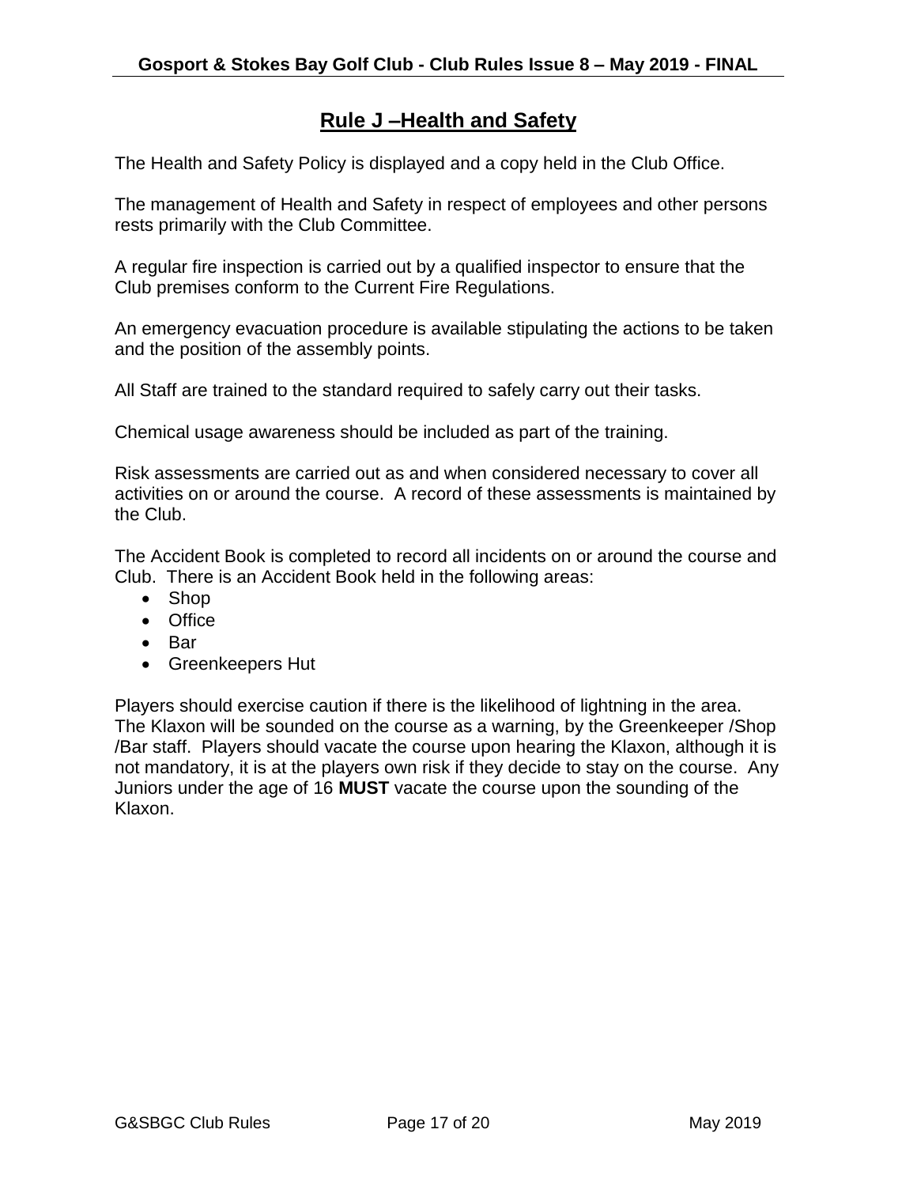# Rule J –Health and Safety

The Health and Safety Policy is displayed and a copy held in the Club Office.

The management of Health and Safety in respect of employees and other persons rests primarily with the Club Committee.

A regular fire inspection is carried out by a qualified inspector to ensure that the Club premises conform to the Current Fire Regulations.

An emergency evacuation procedure is available stipulating the actions to be taken and the position of the assembly points.

All Staff are trained to the standard required to safely carry out their tasks.

Chemical usage awareness should be included as part of the training.

Risk assessments are carried out as and when considered necessary to cover all activities on or around the course. A record of these assessments is maintained by the Club.

The Accident Book is completed to record all incidents on or around the course and Club. There is an Accident Book held in the following areas:

- Shop
- Office
- Bar
- Greenkeepers Hut

Players should exercise caution if there is the likelihood of lightning in the area. The Klaxon will be sounded on the course as a warning, by the Greenkeeper /Shop /Bar staff. Players should vacate the course upon hearing the Klaxon, although it is not mandatory, it is at the players own risk if they decide to stay on the course. Any Juniors under the age of 16 **MUST** vacate the course upon the sounding of the Klaxon.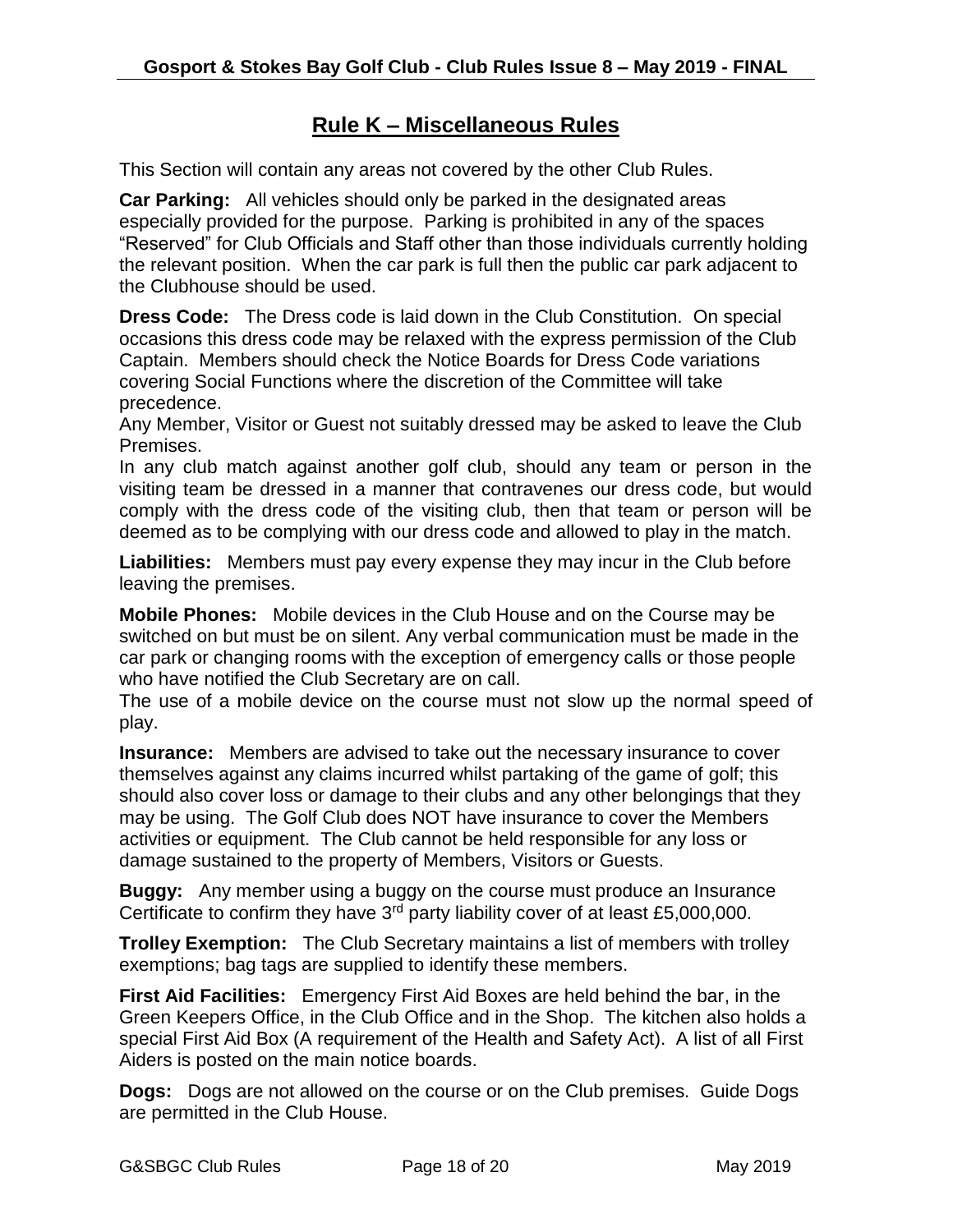## Rule K – Miscellaneous Rules

This Section will contain any areas not covered by the other Club Rules.

**Car Parking:** All vehicles should only be parked in the designated areas especially provided for the purpose. Parking is prohibited in any of the spaces "Reserved" for Club Officials and Staff other than those individuals currently holding the relevant position. When the car park is full then the public car park adjacent to the Clubhouse should be used.

**Dress Code:** The Dress code is laid down in the Club Constitution. On special occasions this dress code may be relaxed with the express permission of the Club Captain. Members should check the Notice Boards for Dress Code variations covering Social Functions where the discretion of the Committee will take precedence.
Any Member, Visitor or Guest not suitably dressed may be asked to leave the Club Premises.
In any club match against another golf club, should any team or person in the visiting team be dressed in a manner that contravenes our dress code, but would comply with the dress code of the visiting club, then that team or person will be deemed as to be complying with our dress code and allowed to play in the match.

**Liabilities:** Members must pay every expense they may incur in the Club before leaving the premises.

**Mobile Phones:** Mobile devices in the Club House and on the Course may be switched on but must be on silent. Any verbal communication must be made in the car park or changing rooms with the exception of emergency calls or those people who have notified the Club Secretary are on call.
The use of a mobile device on the course must not slow up the normal speed of play.

**Insurance:** Members are advised to take out the necessary insurance to cover themselves against any claims incurred whilst partaking of the game of golf; this should also cover loss or damage to their clubs and any other belongings that they may be using. The Golf Club does NOT have insurance to cover the Members activities or equipment. The Club cannot be held responsible for any loss or damage sustained to the property of Members, Visitors or Guests.

**Buggy:** Any member using a buggy on the course must produce an Insurance Certificate to confirm they have 3rd party liability cover of at least £5,000,000.

**Trolley Exemption:** The Club Secretary maintains a list of members with trolley exemptions; bag tags are supplied to identify these members.

**First Aid Facilities:** Emergency First Aid Boxes are held behind the bar, in the Green Keepers Office, in the Club Office and in the Shop. The kitchen also holds a special First Aid Box (A requirement of the Health and Safety Act). A list of all First Aiders is posted on the main notice boards.

**Dogs:** Dogs are not allowed on the course or on the Club premises. Guide Dogs are permitted in the Club House.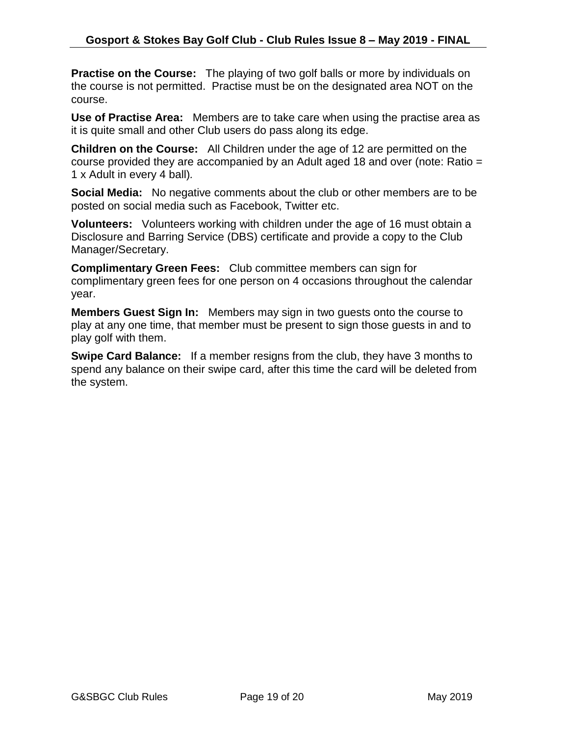**Practise on the Course:** The playing of two golf balls or more by individuals on the course is not permitted. Practise must be on the designated area NOT on the course.

**Use of Practise Area:** Members are to take care when using the practise area as it is quite small and other Club users do pass along its edge.

**Children on the Course:** All Children under the age of 12 are permitted on the course provided they are accompanied by an Adult aged 18 and over (note: Ratio = 1 x Adult in every 4 ball).

**Social Media:** No negative comments about the club or other members are to be posted on social media such as Facebook, Twitter etc.

**Volunteers:** Volunteers working with children under the age of 16 must obtain a Disclosure and Barring Service (DBS) certificate and provide a copy to the Club Manager/Secretary.

**Complimentary Green Fees:** Club committee members can sign for complimentary green fees for one person on 4 occasions throughout the calendar year.

**Members Guest Sign In:** Members may sign in two guests onto the course to play at any one time, that member must be present to sign those guests in and to play golf with them.

**Swipe Card Balance:** If a member resigns from the club, they have 3 months to spend any balance on their swipe card, after this time the card will be deleted from the system.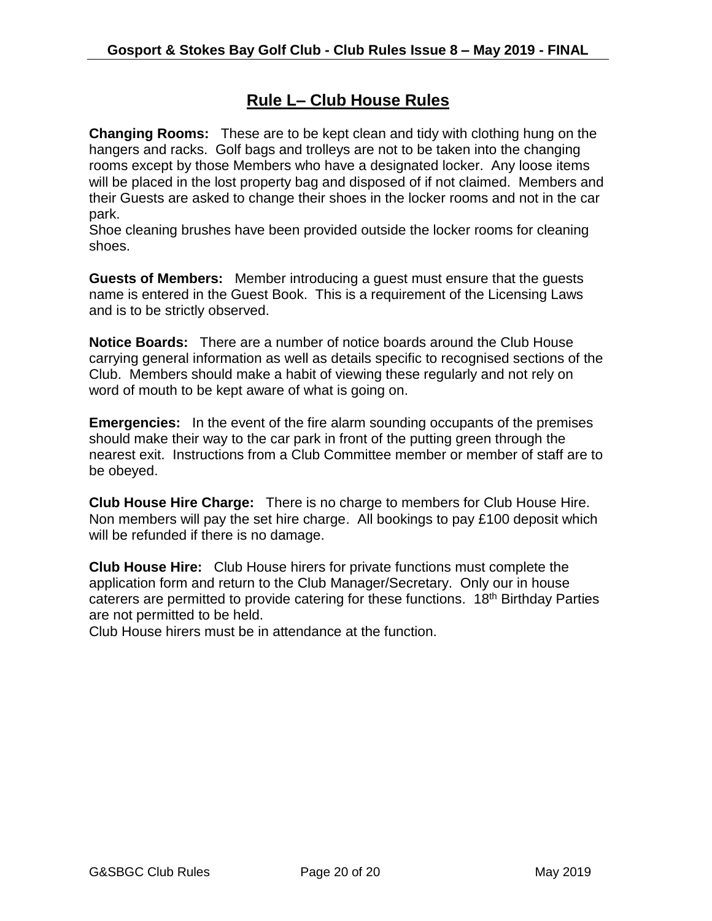## Rule L– Club House Rules

**Changing Rooms:** These are to be kept clean and tidy with clothing hung on the hangers and racks. Golf bags and trolleys are not to be taken into the changing rooms except by those Members who have a designated locker. Any loose items will be placed in the lost property bag and disposed of if not claimed. Members and their Guests are asked to change their shoes in the locker rooms and not in the car park.
Shoe cleaning brushes have been provided outside the locker rooms for cleaning shoes.

**Guests of Members:** Member introducing a guest must ensure that the guests name is entered in the Guest Book. This is a requirement of the Licensing Laws and is to be strictly observed.

**Notice Boards:** There are a number of notice boards around the Club House carrying general information as well as details specific to recognised sections of the Club. Members should make a habit of viewing these regularly and not rely on word of mouth to be kept aware of what is going on.

**Emergencies:** In the event of the fire alarm sounding occupants of the premises should make their way to the car park in front of the putting green through the nearest exit. Instructions from a Club Committee member or member of staff are to be obeyed.

**Club House Hire Charge:** There is no charge to members for Club House Hire. Non members will pay the set hire charge. All bookings to pay £100 deposit which will be refunded if there is no damage.

**Club House Hire:** Club House hirers for private functions must complete the application form and return to the Club Manager/Secretary. Only our in house caterers are permitted to provide catering for these functions. 18th Birthday Parties are not permitted to be held.
Club House hirers must be in attendance at the function.